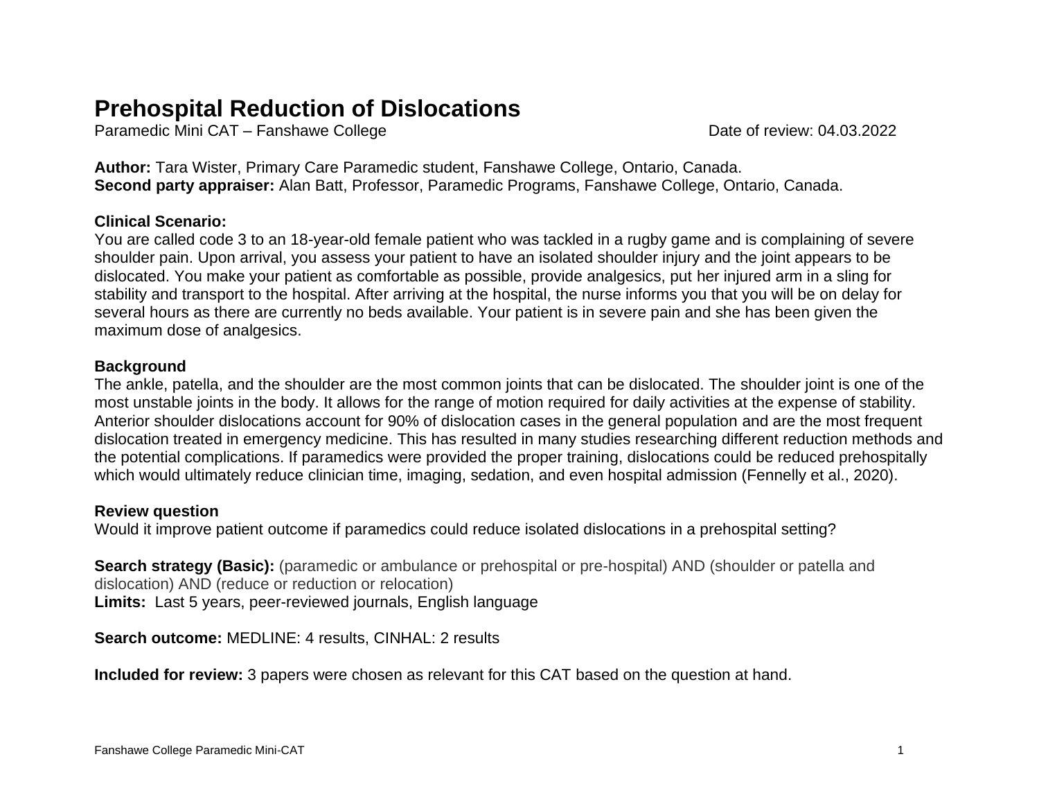# Prehospital Reduction of Dislocations

Paramedic Mini CAT – Fanshawe College Date of review: 04.03.2022

**Author:** Tara Wister, Primary Care Paramedic student, Fanshawe College, Ontario, Canada.
**Second party appraiser:** Alan Batt, Professor, Paramedic Programs, Fanshawe College, Ontario, Canada.

**Clinical Scenario:**
You are called code 3 to an 18-year-old female patient who was tackled in a rugby game and is complaining of severe shoulder pain. Upon arrival, you assess your patient to have an isolated shoulder injury and the joint appears to be dislocated. You make your patient as comfortable as possible, provide analgesics, put her injured arm in a sling for stability and transport to the hospital. After arriving at the hospital, the nurse informs you that you will be on delay for several hours as there are currently no beds available. Your patient is in severe pain and she has been given the maximum dose of analgesics.

**Background**
The ankle, patella, and the shoulder are the most common joints that can be dislocated. The shoulder joint is one of the most unstable joints in the body. It allows for the range of motion required for daily activities at the expense of stability. Anterior shoulder dislocations account for 90% of dislocation cases in the general population and are the most frequent dislocation treated in emergency medicine. This has resulted in many studies researching different reduction methods and the potential complications. If paramedics were provided the proper training, dislocations could be reduced prehospitally which would ultimately reduce clinician time, imaging, sedation, and even hospital admission (Fennelly et al., 2020).

**Review question**
Would it improve patient outcome if paramedics could reduce isolated dislocations in a prehospital setting?

**Search strategy (Basic):** (paramedic or ambulance or prehospital or pre-hospital) AND (shoulder or patella and dislocation) AND (reduce or reduction or relocation)
**Limits:** Last 5 years, peer-reviewed journals, English language

**Search outcome:** MEDLINE: 4 results, CINHAL: 2 results

**Included for review:** 3 papers were chosen as relevant for this CAT based on the question at hand.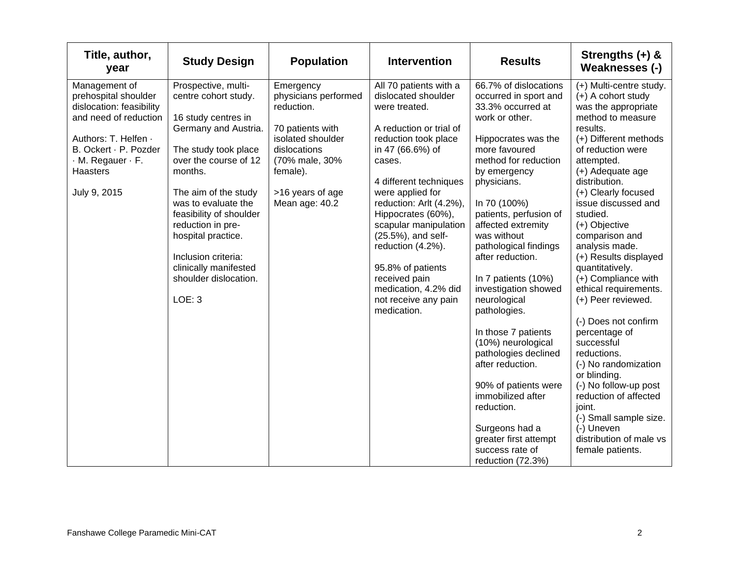| Title, author, year | Study Design | Population | Intervention | Results | Strengths (+) & Weaknesses (-) |
|---|---|---|---|---|---|
| Management of prehospital shoulder dislocation: feasibility and need of reduction<br><br>Authors: T. Helfen · B. Ockert · P. Pozder · M. Regauer · F. Haasters<br><br>July 9, 2015 | Prospective, multi-centre cohort study.<br><br>16 study centres in Germany and Austria.<br><br>The study took place over the course of 12 months.<br><br>The aim of the study was to evaluate the feasibility of shoulder reduction in pre-hospital practice.<br><br>Inclusion criteria: clinically manifested shoulder dislocation.<br><br>LOE: 3 | Emergency physicians performed reduction.<br><br>70 patients with isolated shoulder dislocations (70% male, 30% female).<br><br>>16 years of age<br>Mean age: 40.2 | All 70 patients with a dislocated shoulder were treated.<br><br>A reduction or trial of reduction took place in 47 (66.6%) of cases.<br><br>4 different techniques were applied for reduction: Arlt (4.2%), Hippocrates (60%), scapular manipulation (25.5%), and self-reduction (4.2%).<br><br>95.8% of patients received pain medication, 4.2% did not receive any pain medication. | 66.7% of dislocations occurred in sport and 33.3% occurred at work or other.<br><br>Hippocrates was the more favoured method for reduction by emergency physicians.<br><br>In 70 (100%) patients, perfusion of affected extremity was without pathological findings after reduction.<br><br>In 7 patients (10%) investigation showed neurological pathologies.<br><br>In those 7 patients (10%) neurological pathologies declined after reduction.<br><br>90% of patients were immobilized after reduction.<br><br>Surgeons had a greater first attempt success rate of reduction (72.3%) | (+) Multi-centre study.<br>(+) A cohort study was the appropriate method to measure results.<br>(+) Different methods of reduction were attempted.<br>(+) Adequate age distribution.<br>(+) Clearly focused issue discussed and studied.<br>(+) Objective comparison and analysis made.<br>(+) Results displayed quantitatively.<br>(+) Compliance with ethical requirements.<br>(+) Peer reviewed.<br><br>(-) Does not confirm percentage of successful reductions.<br>(-) No randomization or blinding.<br>(-) No follow-up post reduction of affected joint.<br>(-) Small sample size.<br>(-) Uneven distribution of male vs female patients. |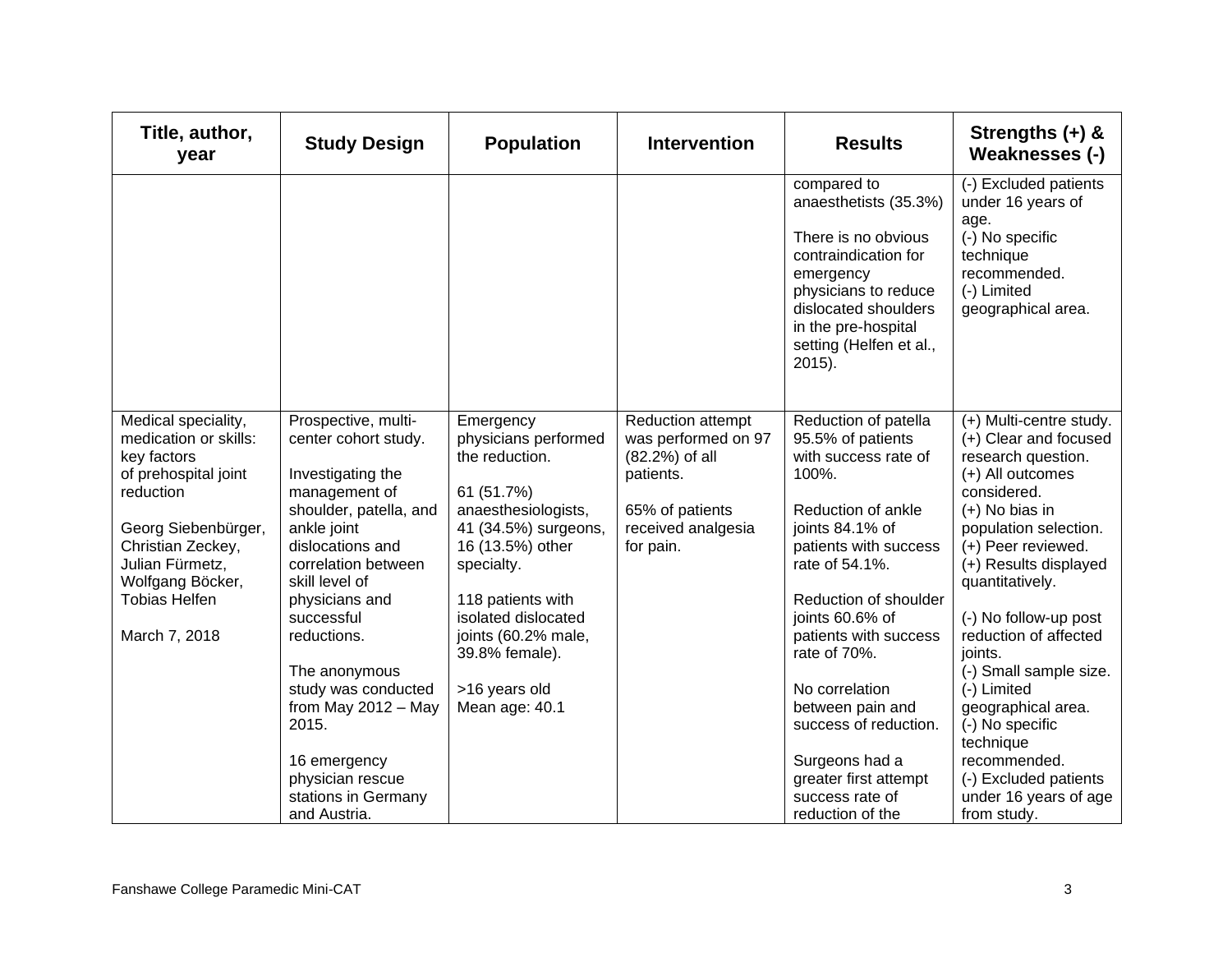| Title, author, year | Study Design | Population | Intervention | Results | Strengths (+) & Weaknesses (-) |
|---|---|---|---|---|---|
| | | | | compared to anaesthetists (35.3%)<br><br>There is no obvious contraindication for emergency physicians to reduce dislocated shoulders in the pre-hospital setting (Helfen et al., 2015). | (-) Excluded patients under 16 years of age.<br>(-) No specific technique recommended.<br>(-) Limited geographical area. |
| Medical speciality, medication or skills: key factors of prehospital joint reduction<br><br>Georg Siebenbürger, Christian Zeckey, Julian Fürmetz, Wolfgang Böcker, Tobias Helfen<br><br>March 7, 2018 | Prospective, multi-center cohort study.<br><br>Investigating the management of shoulder, patella, and ankle joint dislocations and correlation between skill level of physicians and successful reductions.<br><br>The anonymous study was conducted from May 2012 – May 2015.<br><br>16 emergency physician rescue stations in Germany and Austria. | Emergency physicians performed the reduction.<br><br>61 (51.7%) anaesthesiologists, 41 (34.5%) surgeons, 16 (13.5%) other specialty.<br><br>118 patients with isolated dislocated joints (60.2% male, 39.8% female).<br><br>>16 years old<br>Mean age: 40.1 | Reduction attempt was performed on 97 (82.2%) of all patients.<br><br>65% of patients received analgesia for pain. | Reduction of patella 95.5% of patients with success rate of 100%.<br><br>Reduction of ankle joints 84.1% of patients with success rate of 54.1%.<br><br>Reduction of shoulder joints 60.6% of patients with success rate of 70%.<br><br>No correlation between pain and success of reduction.<br><br>Surgeons had a greater first attempt success rate of reduction of the | (+) Multi-centre study.<br>(+) Clear and focused research question.<br>(+) All outcomes considered.<br>(+) No bias in population selection.<br>(+) Peer reviewed.<br>(+) Results displayed quantitatively.<br><br>(-) No follow-up post reduction of affected joints.<br>(-) Small sample size.<br>(-) Limited geographical area.<br>(-) No specific technique recommended.<br>(-) Excluded patients under 16 years of age from study. |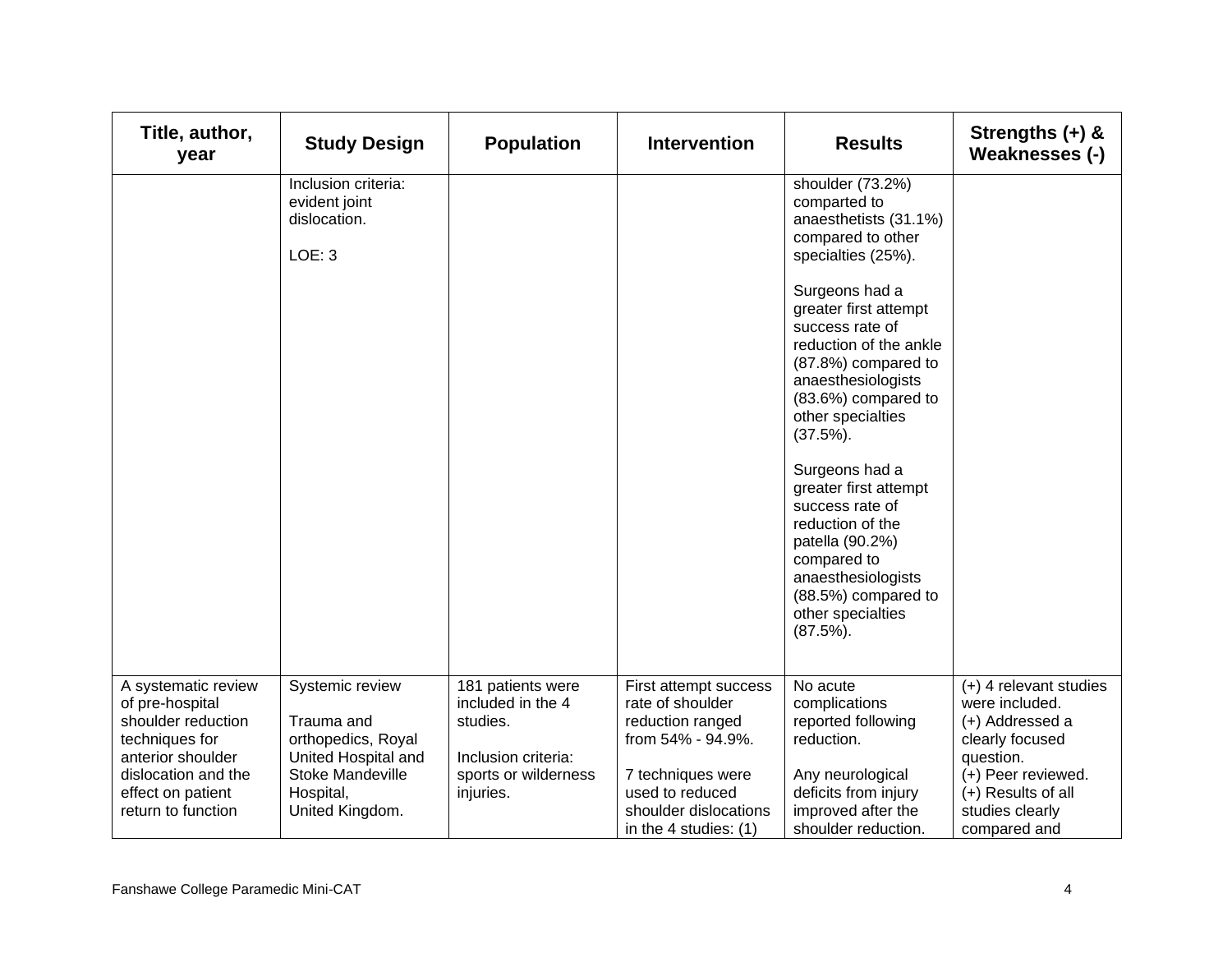| Title, author, year | Study Design | Population | Intervention | Results | Strengths (+) & Weaknesses (-) |
|---|---|---|---|---|---|
| | Inclusion criteria: evident joint dislocation.<br><br>LOE: 3 | | | shoulder (73.2%) comparted to anaesthetists (31.1%) compared to other specialties (25%).<br><br>Surgeons had a greater first attempt success rate of reduction of the ankle (87.8%) compared to anaesthesiologists (83.6%) compared to other specialties (37.5%).<br><br>Surgeons had a greater first attempt success rate of reduction of the patella (90.2%) compared to anaesthesiologists (88.5%) compared to other specialties (87.5%). | |
| A systematic review of pre-hospital shoulder reduction techniques for anterior shoulder dislocation and the effect on patient return to function | Systemic review<br><br>Trauma and orthopedics, Royal United Hospital and Stoke Mandeville Hospital, United Kingdom. | 181 patients were included in the 4 studies.<br><br>Inclusion criteria: sports or wilderness injuries. | First attempt success rate of shoulder reduction ranged from 54% - 94.9%.<br><br>7 techniques were used to reduced shoulder dislocations in the 4 studies: (1) | No acute complications reported following reduction.<br><br>Any neurological deficits from injury improved after the shoulder reduction. | (+) 4 relevant studies were included.<br>(+) Addressed a clearly focused question.<br>(+) Peer reviewed.<br>(+) Results of all studies clearly compared and |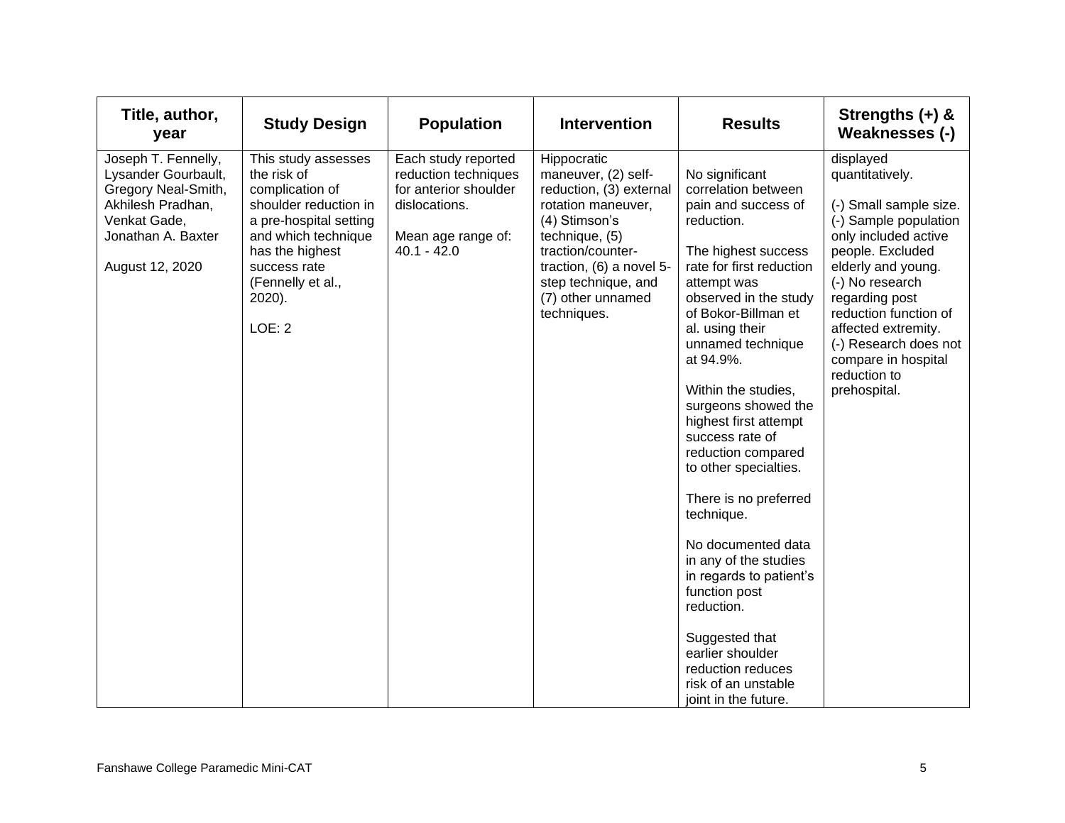| Title, author, year | Study Design | Population | Intervention | Results | Strengths (+) & Weaknesses (-) |
|---|---|---|---|---|---|
| Joseph T. Fennelly, Lysander Gourbault, Gregory Neal-Smith, Akhilesh Pradhan, Venkat Gade, Jonathan A. Baxter<br><br>August 12, 2020 | This study assesses the risk of complication of shoulder reduction in a pre-hospital setting and which technique has the highest success rate (Fennelly et al., 2020).<br><br>LOE: 2 | Each study reported reduction techniques for anterior shoulder dislocations.<br><br>Mean age range of: 40.1 - 42.0 | Hippocratic maneuver, (2) self-reduction, (3) external rotation maneuver, (4) Stimson's technique, (5) traction/counter-traction, (6) a novel 5-step technique, and (7) other unnamed techniques. | No significant correlation between pain and success of reduction.<br><br>The highest success rate for first reduction attempt was observed in the study of Bokor-Billman et al. using their unnamed technique at 94.9%.<br><br>Within the studies, surgeons showed the highest first attempt success rate of reduction compared to other specialties.<br><br>There is no preferred technique.<br><br>No documented data in any of the studies in regards to patient's function post reduction.<br><br>Suggested that earlier shoulder reduction reduces risk of an unstable joint in the future. | displayed quantitatively.<br><br>(-) Small sample size.<br>(-) Sample population only included active people. Excluded elderly and young.<br>(-) No research regarding post reduction function of affected extremity.<br>(-) Research does not compare in hospital reduction to prehospital. |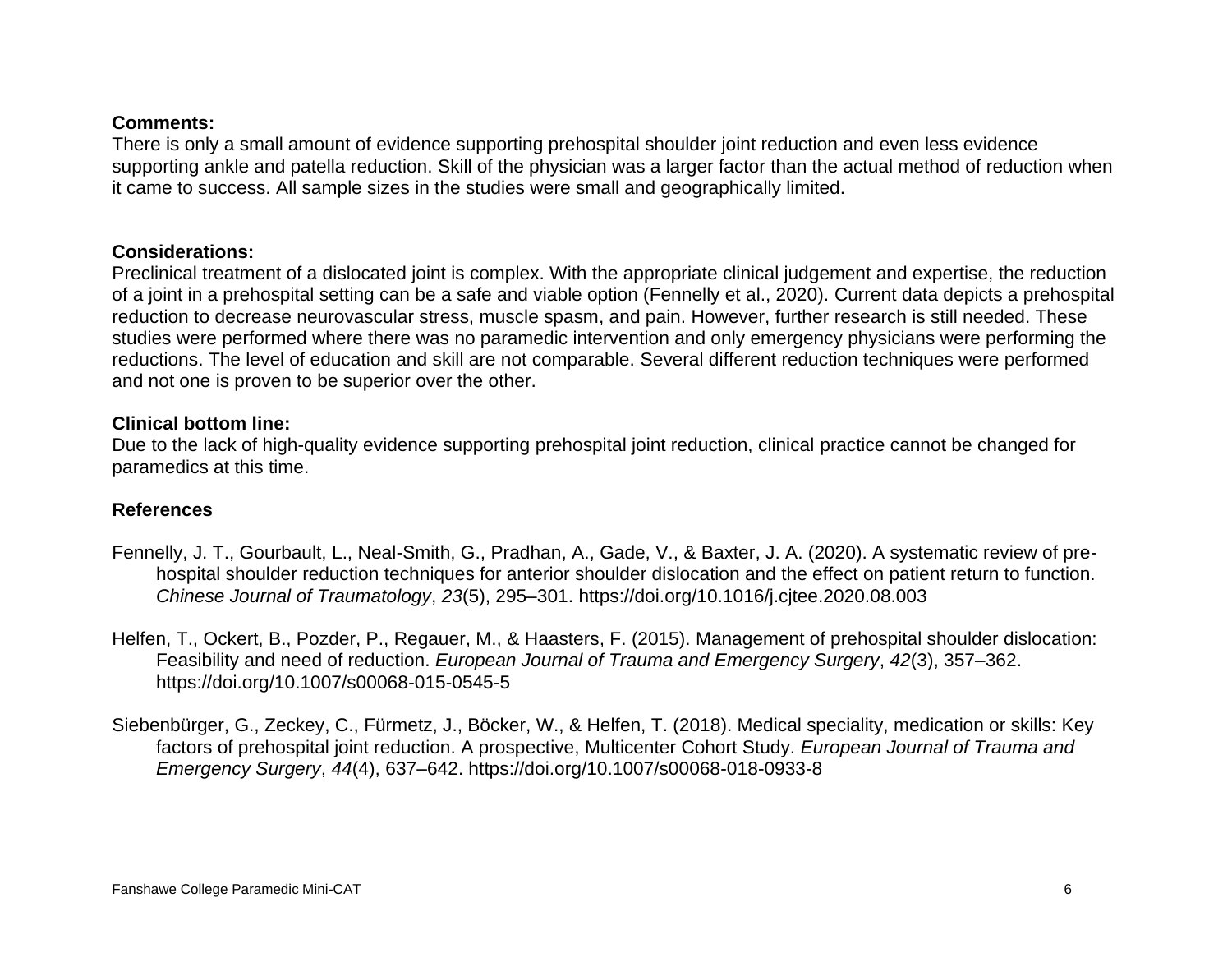**Comments:**
There is only a small amount of evidence supporting prehospital shoulder joint reduction and even less evidence supporting ankle and patella reduction. Skill of the physician was a larger factor than the actual method of reduction when it came to success. All sample sizes in the studies were small and geographically limited.

**Considerations:**
Preclinical treatment of a dislocated joint is complex. With the appropriate clinical judgement and expertise, the reduction of a joint in a prehospital setting can be a safe and viable option (Fennelly et al., 2020). Current data depicts a prehospital reduction to decrease neurovascular stress, muscle spasm, and pain. However, further research is still needed. These studies were performed where there was no paramedic intervention and only emergency physicians were performing the reductions. The level of education and skill are not comparable. Several different reduction techniques were performed and not one is proven to be superior over the other.

**Clinical bottom line:**
Due to the lack of high-quality evidence supporting prehospital joint reduction, clinical practice cannot be changed for paramedics at this time.

**References**

Fennelly, J. T., Gourbault, L., Neal-Smith, G., Pradhan, A., Gade, V., & Baxter, J. A. (2020). A systematic review of pre-hospital shoulder reduction techniques for anterior shoulder dislocation and the effect on patient return to function. *Chinese Journal of Traumatology*, *23*(5), 295–301. https://doi.org/10.1016/j.cjtee.2020.08.003

Helfen, T., Ockert, B., Pozder, P., Regauer, M., & Haasters, F. (2015). Management of prehospital shoulder dislocation: Feasibility and need of reduction. *European Journal of Trauma and Emergency Surgery*, *42*(3), 357–362. https://doi.org/10.1007/s00068-015-0545-5

Siebenbürger, G., Zeckey, C., Fürmetz, J., Böcker, W., & Helfen, T. (2018). Medical speciality, medication or skills: Key factors of prehospital joint reduction. A prospective, Multicenter Cohort Study. *European Journal of Trauma and Emergency Surgery*, *44*(4), 637–642. https://doi.org/10.1007/s00068-018-0933-8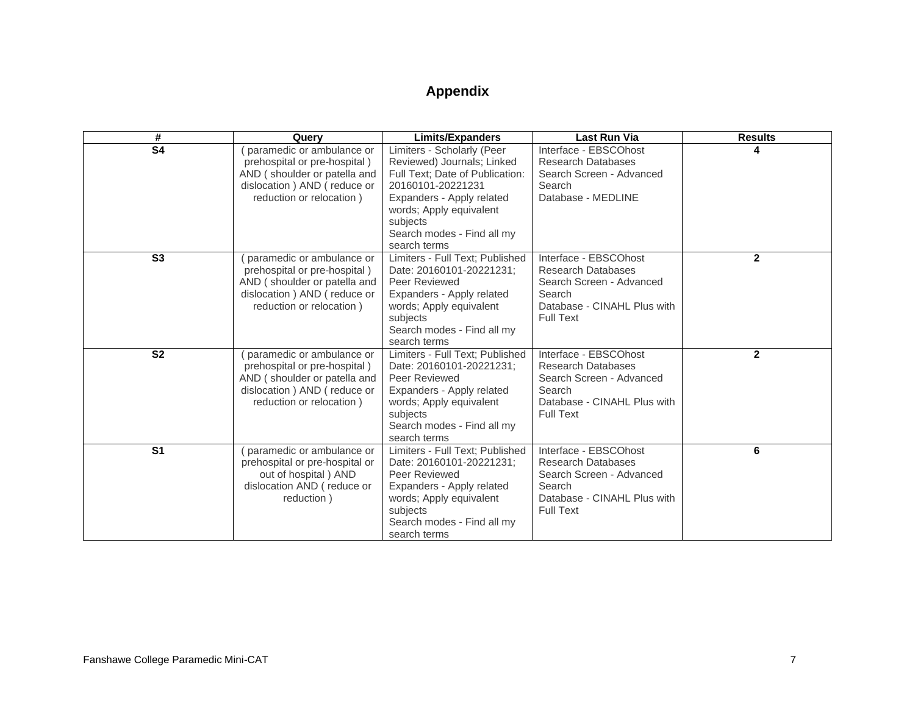# Appendix

| # | Query | Limits/Expanders | Last Run Via | Results |
|---|---|---|---|---|
| **S4** | ( paramedic or ambulance or prehospital or pre-hospital ) AND ( shoulder or patella and dislocation ) AND ( reduce or reduction or relocation ) | Limiters - Scholarly (Peer Reviewed) Journals; Linked Full Text; Date of Publication: 20160101-20221231<br>Expanders - Apply related words; Apply equivalent subjects<br>Search modes - Find all my search terms | Interface - EBSCOhost Research Databases<br>Search Screen - Advanced Search<br>Database - MEDLINE | **4** |
| **S3** | ( paramedic or ambulance or prehospital or pre-hospital ) AND ( shoulder or patella and dislocation ) AND ( reduce or reduction or relocation ) | Limiters - Full Text; Published Date: 20160101-20221231; Peer Reviewed<br>Expanders - Apply related words; Apply equivalent subjects<br>Search modes - Find all my search terms | Interface - EBSCOhost Research Databases<br>Search Screen - Advanced Search<br>Database - CINAHL Plus with Full Text | **2** |
| **S2** | ( paramedic or ambulance or prehospital or pre-hospital ) AND ( shoulder or patella and dislocation ) AND ( reduce or reduction or relocation ) | Limiters - Full Text; Published Date: 20160101-20221231; Peer Reviewed<br>Expanders - Apply related words; Apply equivalent subjects<br>Search modes - Find all my search terms | Interface - EBSCOhost Research Databases<br>Search Screen - Advanced Search<br>Database - CINAHL Plus with Full Text | **2** |
| **S1** | ( paramedic or ambulance or prehospital or pre-hospital or out of hospital ) AND dislocation AND ( reduce or reduction ) | Limiters - Full Text; Published Date: 20160101-20221231; Peer Reviewed<br>Expanders - Apply related words; Apply equivalent subjects<br>Search modes - Find all my search terms | Interface - EBSCOhost Research Databases<br>Search Screen - Advanced Search<br>Database - CINAHL Plus with Full Text | **6** |